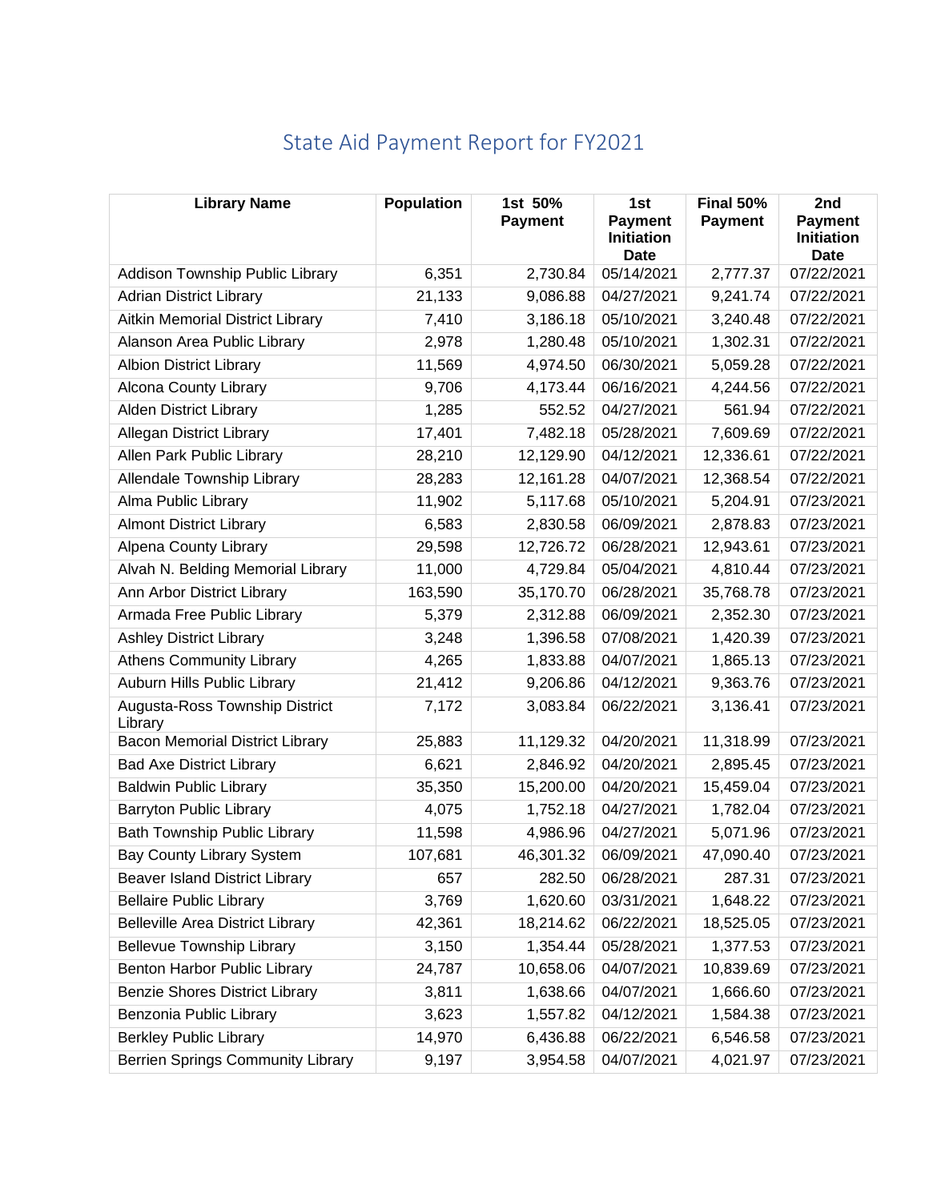# State Aid Payment Report for FY2021

| Library Name | Population | 1st 50% Payment | 1st Payment Initiation Date | Final 50% Payment | 2nd Payment Initiation Date |
|---|---|---|---|---|---|
| Addison Township Public Library | 6,351 | 2,730.84 | 05/14/2021 | 2,777.37 | 07/22/2021 |
| Adrian District Library | 21,133 | 9,086.88 | 04/27/2021 | 9,241.74 | 07/22/2021 |
| Aitkin Memorial District Library | 7,410 | 3,186.18 | 05/10/2021 | 3,240.48 | 07/22/2021 |
| Alanson Area Public Library | 2,978 | 1,280.48 | 05/10/2021 | 1,302.31 | 07/22/2021 |
| Albion District Library | 11,569 | 4,974.50 | 06/30/2021 | 5,059.28 | 07/22/2021 |
| Alcona County Library | 9,706 | 4,173.44 | 06/16/2021 | 4,244.56 | 07/22/2021 |
| Alden District Library | 1,285 | 552.52 | 04/27/2021 | 561.94 | 07/22/2021 |
| Allegan District Library | 17,401 | 7,482.18 | 05/28/2021 | 7,609.69 | 07/22/2021 |
| Allen Park Public Library | 28,210 | 12,129.90 | 04/12/2021 | 12,336.61 | 07/22/2021 |
| Allendale Township Library | 28,283 | 12,161.28 | 04/07/2021 | 12,368.54 | 07/22/2021 |
| Alma Public Library | 11,902 | 5,117.68 | 05/10/2021 | 5,204.91 | 07/23/2021 |
| Almont District Library | 6,583 | 2,830.58 | 06/09/2021 | 2,878.83 | 07/23/2021 |
| Alpena County Library | 29,598 | 12,726.72 | 06/28/2021 | 12,943.61 | 07/23/2021 |
| Alvah N. Belding Memorial Library | 11,000 | 4,729.84 | 05/04/2021 | 4,810.44 | 07/23/2021 |
| Ann Arbor District Library | 163,590 | 35,170.70 | 06/28/2021 | 35,768.78 | 07/23/2021 |
| Armada Free Public Library | 5,379 | 2,312.88 | 06/09/2021 | 2,352.30 | 07/23/2021 |
| Ashley District Library | 3,248 | 1,396.58 | 07/08/2021 | 1,420.39 | 07/23/2021 |
| Athens Community Library | 4,265 | 1,833.88 | 04/07/2021 | 1,865.13 | 07/23/2021 |
| Auburn Hills Public Library | 21,412 | 9,206.86 | 04/12/2021 | 9,363.76 | 07/23/2021 |
| Augusta-Ross Township District Library | 7,172 | 3,083.84 | 06/22/2021 | 3,136.41 | 07/23/2021 |
| Bacon Memorial District Library | 25,883 | 11,129.32 | 04/20/2021 | 11,318.99 | 07/23/2021 |
| Bad Axe District Library | 6,621 | 2,846.92 | 04/20/2021 | 2,895.45 | 07/23/2021 |
| Baldwin Public Library | 35,350 | 15,200.00 | 04/20/2021 | 15,459.04 | 07/23/2021 |
| Barryton Public Library | 4,075 | 1,752.18 | 04/27/2021 | 1,782.04 | 07/23/2021 |
| Bath Township Public Library | 11,598 | 4,986.96 | 04/27/2021 | 5,071.96 | 07/23/2021 |
| Bay County Library System | 107,681 | 46,301.32 | 06/09/2021 | 47,090.40 | 07/23/2021 |
| Beaver Island District Library | 657 | 282.50 | 06/28/2021 | 287.31 | 07/23/2021 |
| Bellaire Public Library | 3,769 | 1,620.60 | 03/31/2021 | 1,648.22 | 07/23/2021 |
| Belleville Area District Library | 42,361 | 18,214.62 | 06/22/2021 | 18,525.05 | 07/23/2021 |
| Bellevue Township Library | 3,150 | 1,354.44 | 05/28/2021 | 1,377.53 | 07/23/2021 |
| Benton Harbor Public Library | 24,787 | 10,658.06 | 04/07/2021 | 10,839.69 | 07/23/2021 |
| Benzie Shores District Library | 3,811 | 1,638.66 | 04/07/2021 | 1,666.60 | 07/23/2021 |
| Benzonia Public Library | 3,623 | 1,557.82 | 04/12/2021 | 1,584.38 | 07/23/2021 |
| Berkley Public Library | 14,970 | 6,436.88 | 06/22/2021 | 6,546.58 | 07/23/2021 |
| Berrien Springs Community Library | 9,197 | 3,954.58 | 04/07/2021 | 4,021.97 | 07/23/2021 |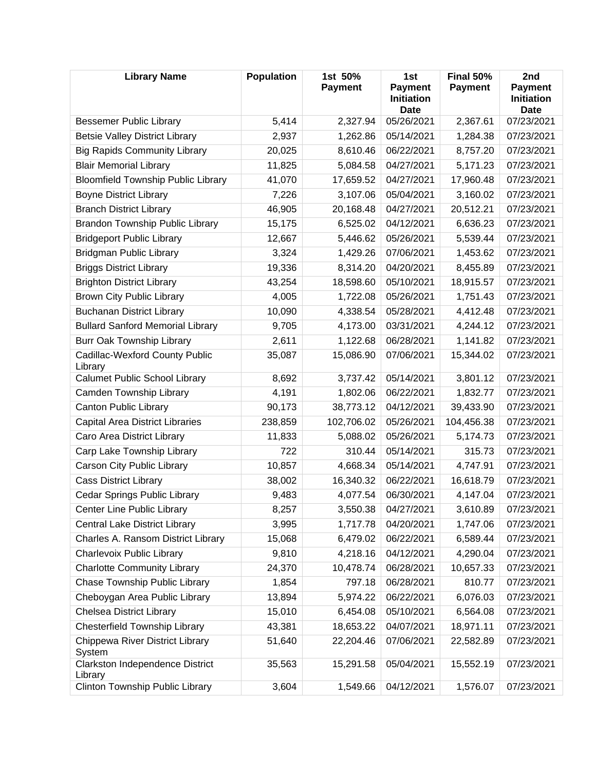| Library Name | Population | 1st 50% Payment | 1st Payment Initiation Date | Final 50% Payment | 2nd Payment Initiation Date |
| --- | --- | --- | --- | --- | --- |
| Bessemer Public Library | 5,414 | 2,327.94 | 05/26/2021 | 2,367.61 | 07/23/2021 |
| Betsie Valley District Library | 2,937 | 1,262.86 | 05/14/2021 | 1,284.38 | 07/23/2021 |
| Big Rapids Community Library | 20,025 | 8,610.46 | 06/22/2021 | 8,757.20 | 07/23/2021 |
| Blair Memorial Library | 11,825 | 5,084.58 | 04/27/2021 | 5,171.23 | 07/23/2021 |
| Bloomfield Township Public Library | 41,070 | 17,659.52 | 04/27/2021 | 17,960.48 | 07/23/2021 |
| Boyne District Library | 7,226 | 3,107.06 | 05/04/2021 | 3,160.02 | 07/23/2021 |
| Branch District Library | 46,905 | 20,168.48 | 04/27/2021 | 20,512.21 | 07/23/2021 |
| Brandon Township Public Library | 15,175 | 6,525.02 | 04/12/2021 | 6,636.23 | 07/23/2021 |
| Bridgeport Public Library | 12,667 | 5,446.62 | 05/26/2021 | 5,539.44 | 07/23/2021 |
| Bridgman Public Library | 3,324 | 1,429.26 | 07/06/2021 | 1,453.62 | 07/23/2021 |
| Briggs District Library | 19,336 | 8,314.20 | 04/20/2021 | 8,455.89 | 07/23/2021 |
| Brighton District Library | 43,254 | 18,598.60 | 05/10/2021 | 18,915.57 | 07/23/2021 |
| Brown City Public Library | 4,005 | 1,722.08 | 05/26/2021 | 1,751.43 | 07/23/2021 |
| Buchanan District Library | 10,090 | 4,338.54 | 05/28/2021 | 4,412.48 | 07/23/2021 |
| Bullard Sanford Memorial Library | 9,705 | 4,173.00 | 03/31/2021 | 4,244.12 | 07/23/2021 |
| Burr Oak Township Library | 2,611 | 1,122.68 | 06/28/2021 | 1,141.82 | 07/23/2021 |
| Cadillac-Wexford County Public Library | 35,087 | 15,086.90 | 07/06/2021 | 15,344.02 | 07/23/2021 |
| Calumet Public School Library | 8,692 | 3,737.42 | 05/14/2021 | 3,801.12 | 07/23/2021 |
| Camden Township Library | 4,191 | 1,802.06 | 06/22/2021 | 1,832.77 | 07/23/2021 |
| Canton Public Library | 90,173 | 38,773.12 | 04/12/2021 | 39,433.90 | 07/23/2021 |
| Capital Area District Libraries | 238,859 | 102,706.02 | 05/26/2021 | 104,456.38 | 07/23/2021 |
| Caro Area District Library | 11,833 | 5,088.02 | 05/26/2021 | 5,174.73 | 07/23/2021 |
| Carp Lake Township Library | 722 | 310.44 | 05/14/2021 | 315.73 | 07/23/2021 |
| Carson City Public Library | 10,857 | 4,668.34 | 05/14/2021 | 4,747.91 | 07/23/2021 |
| Cass District Library | 38,002 | 16,340.32 | 06/22/2021 | 16,618.79 | 07/23/2021 |
| Cedar Springs Public Library | 9,483 | 4,077.54 | 06/30/2021 | 4,147.04 | 07/23/2021 |
| Center Line Public Library | 8,257 | 3,550.38 | 04/27/2021 | 3,610.89 | 07/23/2021 |
| Central Lake District Library | 3,995 | 1,717.78 | 04/20/2021 | 1,747.06 | 07/23/2021 |
| Charles A. Ransom District Library | 15,068 | 6,479.02 | 06/22/2021 | 6,589.44 | 07/23/2021 |
| Charlevoix Public Library | 9,810 | 4,218.16 | 04/12/2021 | 4,290.04 | 07/23/2021 |
| Charlotte Community Library | 24,370 | 10,478.74 | 06/28/2021 | 10,657.33 | 07/23/2021 |
| Chase Township Public Library | 1,854 | 797.18 | 06/28/2021 | 810.77 | 07/23/2021 |
| Cheboygan Area Public Library | 13,894 | 5,974.22 | 06/22/2021 | 6,076.03 | 07/23/2021 |
| Chelsea District Library | 15,010 | 6,454.08 | 05/10/2021 | 6,564.08 | 07/23/2021 |
| Chesterfield Township Library | 43,381 | 18,653.22 | 04/07/2021 | 18,971.11 | 07/23/2021 |
| Chippewa River District Library System | 51,640 | 22,204.46 | 07/06/2021 | 22,582.89 | 07/23/2021 |
| Clarkston Independence District Library | 35,563 | 15,291.58 | 05/04/2021 | 15,552.19 | 07/23/2021 |
| Clinton Township Public Library | 3,604 | 1,549.66 | 04/12/2021 | 1,576.07 | 07/23/2021 |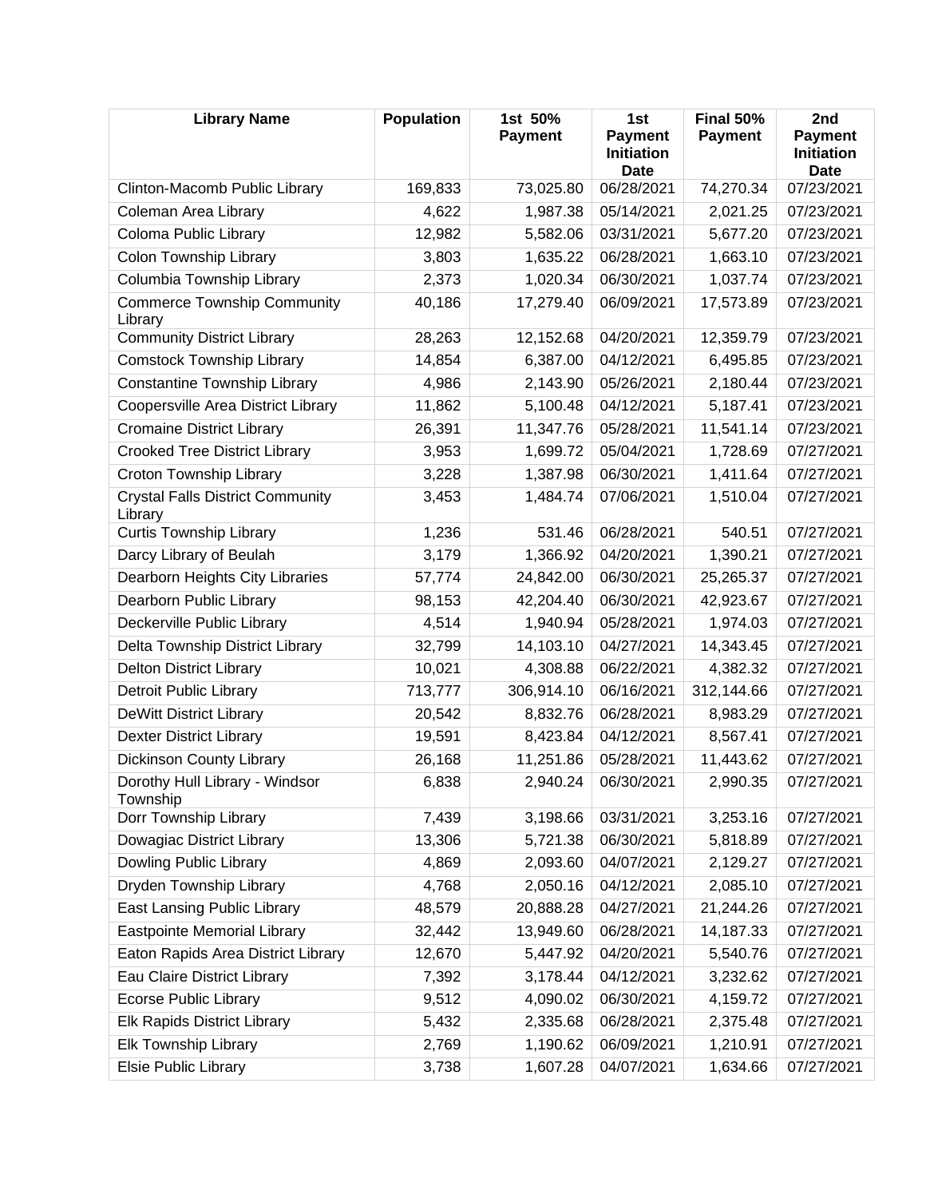| Library Name | Population | 1st 50% Payment | 1st Payment Initiation Date | Final 50% Payment | 2nd Payment Initiation Date |
|---|---|---|---|---|---|
| Clinton-Macomb Public Library | 169,833 | 73,025.80 | 06/28/2021 | 74,270.34 | 07/23/2021 |
| Coleman Area Library | 4,622 | 1,987.38 | 05/14/2021 | 2,021.25 | 07/23/2021 |
| Coloma Public Library | 12,982 | 5,582.06 | 03/31/2021 | 5,677.20 | 07/23/2021 |
| Colon Township Library | 3,803 | 1,635.22 | 06/28/2021 | 1,663.10 | 07/23/2021 |
| Columbia Township Library | 2,373 | 1,020.34 | 06/30/2021 | 1,037.74 | 07/23/2021 |
| Commerce Township Community Library | 40,186 | 17,279.40 | 06/09/2021 | 17,573.89 | 07/23/2021 |
| Community District Library | 28,263 | 12,152.68 | 04/20/2021 | 12,359.79 | 07/23/2021 |
| Comstock Township Library | 14,854 | 6,387.00 | 04/12/2021 | 6,495.85 | 07/23/2021 |
| Constantine Township Library | 4,986 | 2,143.90 | 05/26/2021 | 2,180.44 | 07/23/2021 |
| Coopersville Area District Library | 11,862 | 5,100.48 | 04/12/2021 | 5,187.41 | 07/23/2021 |
| Cromaine District Library | 26,391 | 11,347.76 | 05/28/2021 | 11,541.14 | 07/23/2021 |
| Crooked Tree District Library | 3,953 | 1,699.72 | 05/04/2021 | 1,728.69 | 07/27/2021 |
| Croton Township Library | 3,228 | 1,387.98 | 06/30/2021 | 1,411.64 | 07/27/2021 |
| Crystal Falls District Community Library | 3,453 | 1,484.74 | 07/06/2021 | 1,510.04 | 07/27/2021 |
| Curtis Township Library | 1,236 | 531.46 | 06/28/2021 | 540.51 | 07/27/2021 |
| Darcy Library of Beulah | 3,179 | 1,366.92 | 04/20/2021 | 1,390.21 | 07/27/2021 |
| Dearborn Heights City Libraries | 57,774 | 24,842.00 | 06/30/2021 | 25,265.37 | 07/27/2021 |
| Dearborn Public Library | 98,153 | 42,204.40 | 06/30/2021 | 42,923.67 | 07/27/2021 |
| Deckerville Public Library | 4,514 | 1,940.94 | 05/28/2021 | 1,974.03 | 07/27/2021 |
| Delta Township District Library | 32,799 | 14,103.10 | 04/27/2021 | 14,343.45 | 07/27/2021 |
| Delton District Library | 10,021 | 4,308.88 | 06/22/2021 | 4,382.32 | 07/27/2021 |
| Detroit Public Library | 713,777 | 306,914.10 | 06/16/2021 | 312,144.66 | 07/27/2021 |
| DeWitt District Library | 20,542 | 8,832.76 | 06/28/2021 | 8,983.29 | 07/27/2021 |
| Dexter District Library | 19,591 | 8,423.84 | 04/12/2021 | 8,567.41 | 07/27/2021 |
| Dickinson County Library | 26,168 | 11,251.86 | 05/28/2021 | 11,443.62 | 07/27/2021 |
| Dorothy Hull Library - Windsor Township | 6,838 | 2,940.24 | 06/30/2021 | 2,990.35 | 07/27/2021 |
| Dorr Township Library | 7,439 | 3,198.66 | 03/31/2021 | 3,253.16 | 07/27/2021 |
| Dowagiac District Library | 13,306 | 5,721.38 | 06/30/2021 | 5,818.89 | 07/27/2021 |
| Dowling Public Library | 4,869 | 2,093.60 | 04/07/2021 | 2,129.27 | 07/27/2021 |
| Dryden Township Library | 4,768 | 2,050.16 | 04/12/2021 | 2,085.10 | 07/27/2021 |
| East Lansing Public Library | 48,579 | 20,888.28 | 04/27/2021 | 21,244.26 | 07/27/2021 |
| Eastpointe Memorial Library | 32,442 | 13,949.60 | 06/28/2021 | 14,187.33 | 07/27/2021 |
| Eaton Rapids Area District Library | 12,670 | 5,447.92 | 04/20/2021 | 5,540.76 | 07/27/2021 |
| Eau Claire District Library | 7,392 | 3,178.44 | 04/12/2021 | 3,232.62 | 07/27/2021 |
| Ecorse Public Library | 9,512 | 4,090.02 | 06/30/2021 | 4,159.72 | 07/27/2021 |
| Elk Rapids District Library | 5,432 | 2,335.68 | 06/28/2021 | 2,375.48 | 07/27/2021 |
| Elk Township Library | 2,769 | 1,190.62 | 06/09/2021 | 1,210.91 | 07/27/2021 |
| Elsie Public Library | 3,738 | 1,607.28 | 04/07/2021 | 1,634.66 | 07/27/2021 |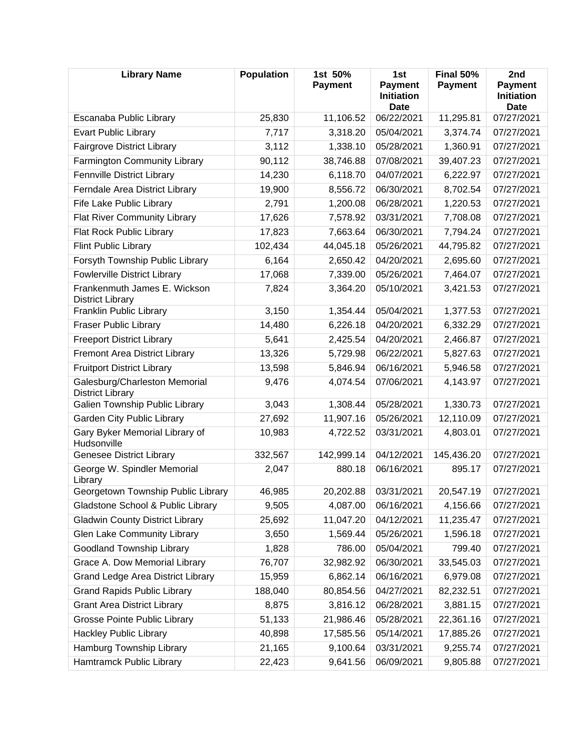| Library Name | Population | 1st 50% Payment | 1st Payment Initiation Date | Final 50% Payment | 2nd Payment Initiation Date |
|---|---|---|---|---|---|
| Escanaba Public Library | 25,830 | 11,106.52 | 06/22/2021 | 11,295.81 | 07/27/2021 |
| Evart Public Library | 7,717 | 3,318.20 | 05/04/2021 | 3,374.74 | 07/27/2021 |
| Fairgrove District Library | 3,112 | 1,338.10 | 05/28/2021 | 1,360.91 | 07/27/2021 |
| Farmington Community Library | 90,112 | 38,746.88 | 07/08/2021 | 39,407.23 | 07/27/2021 |
| Fennville District Library | 14,230 | 6,118.70 | 04/07/2021 | 6,222.97 | 07/27/2021 |
| Ferndale Area District Library | 19,900 | 8,556.72 | 06/30/2021 | 8,702.54 | 07/27/2021 |
| Fife Lake Public Library | 2,791 | 1,200.08 | 06/28/2021 | 1,220.53 | 07/27/2021 |
| Flat River Community Library | 17,626 | 7,578.92 | 03/31/2021 | 7,708.08 | 07/27/2021 |
| Flat Rock Public Library | 17,823 | 7,663.64 | 06/30/2021 | 7,794.24 | 07/27/2021 |
| Flint Public Library | 102,434 | 44,045.18 | 05/26/2021 | 44,795.82 | 07/27/2021 |
| Forsyth Township Public Library | 6,164 | 2,650.42 | 04/20/2021 | 2,695.60 | 07/27/2021 |
| Fowlerville District Library | 17,068 | 7,339.00 | 05/26/2021 | 7,464.07 | 07/27/2021 |
| Frankenmuth James E. Wickson District Library | 7,824 | 3,364.20 | 05/10/2021 | 3,421.53 | 07/27/2021 |
| Franklin Public Library | 3,150 | 1,354.44 | 05/04/2021 | 1,377.53 | 07/27/2021 |
| Fraser Public Library | 14,480 | 6,226.18 | 04/20/2021 | 6,332.29 | 07/27/2021 |
| Freeport District Library | 5,641 | 2,425.54 | 04/20/2021 | 2,466.87 | 07/27/2021 |
| Fremont Area District Library | 13,326 | 5,729.98 | 06/22/2021 | 5,827.63 | 07/27/2021 |
| Fruitport District Library | 13,598 | 5,846.94 | 06/16/2021 | 5,946.58 | 07/27/2021 |
| Galesburg/Charleston Memorial District Library | 9,476 | 4,074.54 | 07/06/2021 | 4,143.97 | 07/27/2021 |
| Galien Township Public Library | 3,043 | 1,308.44 | 05/28/2021 | 1,330.73 | 07/27/2021 |
| Garden City Public Library | 27,692 | 11,907.16 | 05/26/2021 | 12,110.09 | 07/27/2021 |
| Gary Byker Memorial Library of Hudsonville | 10,983 | 4,722.52 | 03/31/2021 | 4,803.01 | 07/27/2021 |
| Genesee District Library | 332,567 | 142,999.14 | 04/12/2021 | 145,436.20 | 07/27/2021 |
| George W. Spindler Memorial Library | 2,047 | 880.18 | 06/16/2021 | 895.17 | 07/27/2021 |
| Georgetown Township Public Library | 46,985 | 20,202.88 | 03/31/2021 | 20,547.19 | 07/27/2021 |
| Gladstone School & Public Library | 9,505 | 4,087.00 | 06/16/2021 | 4,156.66 | 07/27/2021 |
| Gladwin County District Library | 25,692 | 11,047.20 | 04/12/2021 | 11,235.47 | 07/27/2021 |
| Glen Lake Community Library | 3,650 | 1,569.44 | 05/26/2021 | 1,596.18 | 07/27/2021 |
| Goodland Township Library | 1,828 | 786.00 | 05/04/2021 | 799.40 | 07/27/2021 |
| Grace A. Dow Memorial Library | 76,707 | 32,982.92 | 06/30/2021 | 33,545.03 | 07/27/2021 |
| Grand Ledge Area District Library | 15,959 | 6,862.14 | 06/16/2021 | 6,979.08 | 07/27/2021 |
| Grand Rapids Public Library | 188,040 | 80,854.56 | 04/27/2021 | 82,232.51 | 07/27/2021 |
| Grant Area District Library | 8,875 | 3,816.12 | 06/28/2021 | 3,881.15 | 07/27/2021 |
| Grosse Pointe Public Library | 51,133 | 21,986.46 | 05/28/2021 | 22,361.16 | 07/27/2021 |
| Hackley Public Library | 40,898 | 17,585.56 | 05/14/2021 | 17,885.26 | 07/27/2021 |
| Hamburg Township Library | 21,165 | 9,100.64 | 03/31/2021 | 9,255.74 | 07/27/2021 |
| Hamtramck Public Library | 22,423 | 9,641.56 | 06/09/2021 | 9,805.88 | 07/27/2021 |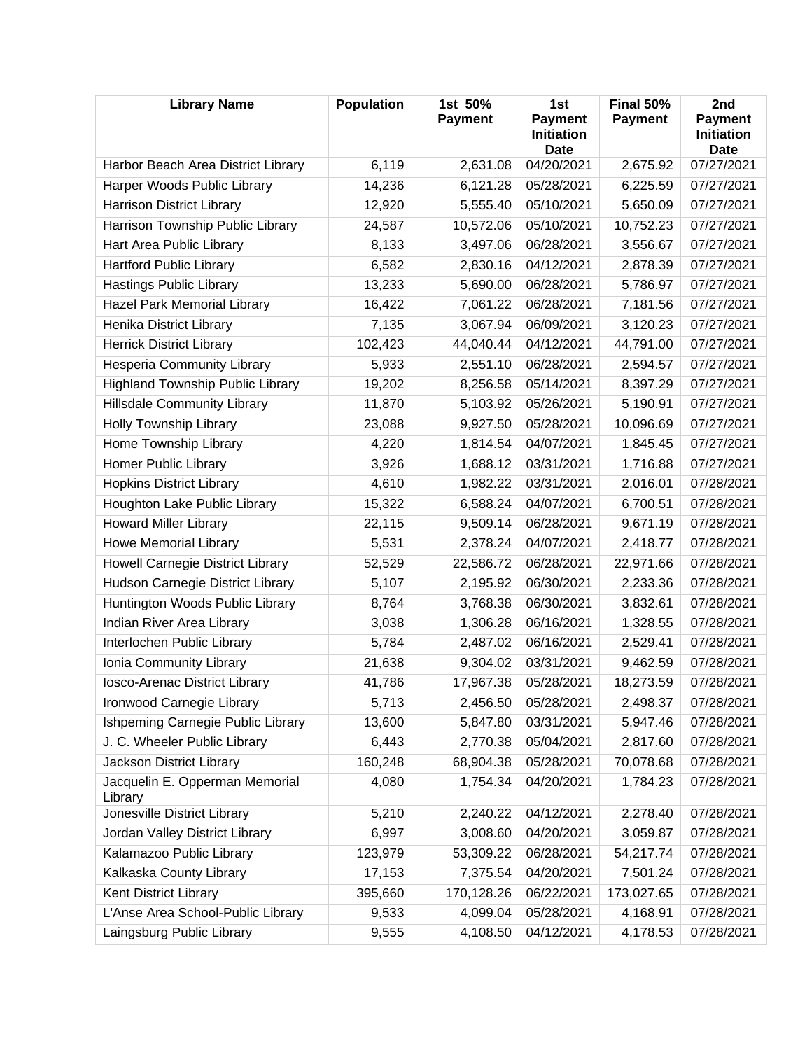| Library Name | Population | 1st 50% Payment | 1st Payment Initiation Date | Final 50% Payment | 2nd Payment Initiation Date |
|---|---|---|---|---|---|
| Harbor Beach Area District Library | 6,119 | 2,631.08 | 04/20/2021 | 2,675.92 | 07/27/2021 |
| Harper Woods Public Library | 14,236 | 6,121.28 | 05/28/2021 | 6,225.59 | 07/27/2021 |
| Harrison District Library | 12,920 | 5,555.40 | 05/10/2021 | 5,650.09 | 07/27/2021 |
| Harrison Township Public Library | 24,587 | 10,572.06 | 05/10/2021 | 10,752.23 | 07/27/2021 |
| Hart Area Public Library | 8,133 | 3,497.06 | 06/28/2021 | 3,556.67 | 07/27/2021 |
| Hartford Public Library | 6,582 | 2,830.16 | 04/12/2021 | 2,878.39 | 07/27/2021 |
| Hastings Public Library | 13,233 | 5,690.00 | 06/28/2021 | 5,786.97 | 07/27/2021 |
| Hazel Park Memorial Library | 16,422 | 7,061.22 | 06/28/2021 | 7,181.56 | 07/27/2021 |
| Henika District Library | 7,135 | 3,067.94 | 06/09/2021 | 3,120.23 | 07/27/2021 |
| Herrick District Library | 102,423 | 44,040.44 | 04/12/2021 | 44,791.00 | 07/27/2021 |
| Hesperia Community Library | 5,933 | 2,551.10 | 06/28/2021 | 2,594.57 | 07/27/2021 |
| Highland Township Public Library | 19,202 | 8,256.58 | 05/14/2021 | 8,397.29 | 07/27/2021 |
| Hillsdale Community Library | 11,870 | 5,103.92 | 05/26/2021 | 5,190.91 | 07/27/2021 |
| Holly Township Library | 23,088 | 9,927.50 | 05/28/2021 | 10,096.69 | 07/27/2021 |
| Home Township Library | 4,220 | 1,814.54 | 04/07/2021 | 1,845.45 | 07/27/2021 |
| Homer Public Library | 3,926 | 1,688.12 | 03/31/2021 | 1,716.88 | 07/27/2021 |
| Hopkins District Library | 4,610 | 1,982.22 | 03/31/2021 | 2,016.01 | 07/28/2021 |
| Houghton Lake Public Library | 15,322 | 6,588.24 | 04/07/2021 | 6,700.51 | 07/28/2021 |
| Howard Miller Library | 22,115 | 9,509.14 | 06/28/2021 | 9,671.19 | 07/28/2021 |
| Howe Memorial Library | 5,531 | 2,378.24 | 04/07/2021 | 2,418.77 | 07/28/2021 |
| Howell Carnegie District Library | 52,529 | 22,586.72 | 06/28/2021 | 22,971.66 | 07/28/2021 |
| Hudson Carnegie District Library | 5,107 | 2,195.92 | 06/30/2021 | 2,233.36 | 07/28/2021 |
| Huntington Woods Public Library | 8,764 | 3,768.38 | 06/30/2021 | 3,832.61 | 07/28/2021 |
| Indian River Area Library | 3,038 | 1,306.28 | 06/16/2021 | 1,328.55 | 07/28/2021 |
| Interlochen Public Library | 5,784 | 2,487.02 | 06/16/2021 | 2,529.41 | 07/28/2021 |
| Ionia Community Library | 21,638 | 9,304.02 | 03/31/2021 | 9,462.59 | 07/28/2021 |
| Iosco-Arenac District Library | 41,786 | 17,967.38 | 05/28/2021 | 18,273.59 | 07/28/2021 |
| Ironwood Carnegie Library | 5,713 | 2,456.50 | 05/28/2021 | 2,498.37 | 07/28/2021 |
| Ishpeming Carnegie Public Library | 13,600 | 5,847.80 | 03/31/2021 | 5,947.46 | 07/28/2021 |
| J. C. Wheeler Public Library | 6,443 | 2,770.38 | 05/04/2021 | 2,817.60 | 07/28/2021 |
| Jackson District Library | 160,248 | 68,904.38 | 05/28/2021 | 70,078.68 | 07/28/2021 |
| Jacquelin E. Opperman Memorial Library | 4,080 | 1,754.34 | 04/20/2021 | 1,784.23 | 07/28/2021 |
| Jonesville District Library | 5,210 | 2,240.22 | 04/12/2021 | 2,278.40 | 07/28/2021 |
| Jordan Valley District Library | 6,997 | 3,008.60 | 04/20/2021 | 3,059.87 | 07/28/2021 |
| Kalamazoo Public Library | 123,979 | 53,309.22 | 06/28/2021 | 54,217.74 | 07/28/2021 |
| Kalkaska County Library | 17,153 | 7,375.54 | 04/20/2021 | 7,501.24 | 07/28/2021 |
| Kent District Library | 395,660 | 170,128.26 | 06/22/2021 | 173,027.65 | 07/28/2021 |
| L'Anse Area School-Public Library | 9,533 | 4,099.04 | 05/28/2021 | 4,168.91 | 07/28/2021 |
| Laingsburg Public Library | 9,555 | 4,108.50 | 04/12/2021 | 4,178.53 | 07/28/2021 |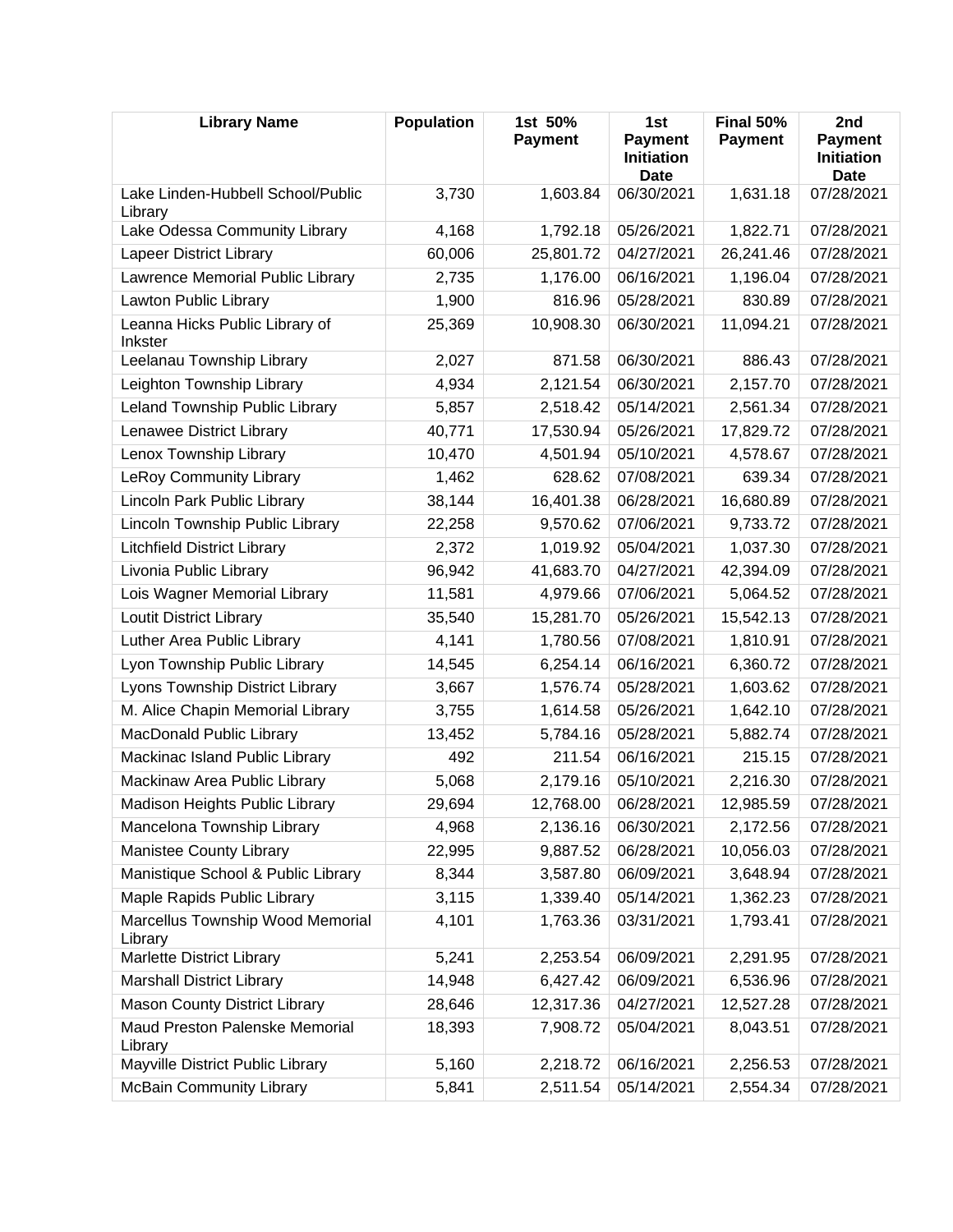| Library Name | Population | 1st 50% Payment | 1st Payment Initiation Date | Final 50% Payment | 2nd Payment Initiation Date |
|---|---|---|---|---|---|
| Lake Linden-Hubbell School/Public Library | 3,730 | 1,603.84 | 06/30/2021 | 1,631.18 | 07/28/2021 |
| Lake Odessa Community Library | 4,168 | 1,792.18 | 05/26/2021 | 1,822.71 | 07/28/2021 |
| Lapeer District Library | 60,006 | 25,801.72 | 04/27/2021 | 26,241.46 | 07/28/2021 |
| Lawrence Memorial Public Library | 2,735 | 1,176.00 | 06/16/2021 | 1,196.04 | 07/28/2021 |
| Lawton Public Library | 1,900 | 816.96 | 05/28/2021 | 830.89 | 07/28/2021 |
| Leanna Hicks Public Library of Inkster | 25,369 | 10,908.30 | 06/30/2021 | 11,094.21 | 07/28/2021 |
| Leelanau Township Library | 2,027 | 871.58 | 06/30/2021 | 886.43 | 07/28/2021 |
| Leighton Township Library | 4,934 | 2,121.54 | 06/30/2021 | 2,157.70 | 07/28/2021 |
| Leland Township Public Library | 5,857 | 2,518.42 | 05/14/2021 | 2,561.34 | 07/28/2021 |
| Lenawee District Library | 40,771 | 17,530.94 | 05/26/2021 | 17,829.72 | 07/28/2021 |
| Lenox Township Library | 10,470 | 4,501.94 | 05/10/2021 | 4,578.67 | 07/28/2021 |
| LeRoy Community Library | 1,462 | 628.62 | 07/08/2021 | 639.34 | 07/28/2021 |
| Lincoln Park Public Library | 38,144 | 16,401.38 | 06/28/2021 | 16,680.89 | 07/28/2021 |
| Lincoln Township Public Library | 22,258 | 9,570.62 | 07/06/2021 | 9,733.72 | 07/28/2021 |
| Litchfield District Library | 2,372 | 1,019.92 | 05/04/2021 | 1,037.30 | 07/28/2021 |
| Livonia Public Library | 96,942 | 41,683.70 | 04/27/2021 | 42,394.09 | 07/28/2021 |
| Lois Wagner Memorial Library | 11,581 | 4,979.66 | 07/06/2021 | 5,064.52 | 07/28/2021 |
| Loutit District Library | 35,540 | 15,281.70 | 05/26/2021 | 15,542.13 | 07/28/2021 |
| Luther Area Public Library | 4,141 | 1,780.56 | 07/08/2021 | 1,810.91 | 07/28/2021 |
| Lyon Township Public Library | 14,545 | 6,254.14 | 06/16/2021 | 6,360.72 | 07/28/2021 |
| Lyons Township District Library | 3,667 | 1,576.74 | 05/28/2021 | 1,603.62 | 07/28/2021 |
| M. Alice Chapin Memorial Library | 3,755 | 1,614.58 | 05/26/2021 | 1,642.10 | 07/28/2021 |
| MacDonald Public Library | 13,452 | 5,784.16 | 05/28/2021 | 5,882.74 | 07/28/2021 |
| Mackinac Island Public Library | 492 | 211.54 | 06/16/2021 | 215.15 | 07/28/2021 |
| Mackinaw Area Public Library | 5,068 | 2,179.16 | 05/10/2021 | 2,216.30 | 07/28/2021 |
| Madison Heights Public Library | 29,694 | 12,768.00 | 06/28/2021 | 12,985.59 | 07/28/2021 |
| Mancelona Township Library | 4,968 | 2,136.16 | 06/30/2021 | 2,172.56 | 07/28/2021 |
| Manistee County Library | 22,995 | 9,887.52 | 06/28/2021 | 10,056.03 | 07/28/2021 |
| Manistique School & Public Library | 8,344 | 3,587.80 | 06/09/2021 | 3,648.94 | 07/28/2021 |
| Maple Rapids Public Library | 3,115 | 1,339.40 | 05/14/2021 | 1,362.23 | 07/28/2021 |
| Marcellus Township Wood Memorial Library | 4,101 | 1,763.36 | 03/31/2021 | 1,793.41 | 07/28/2021 |
| Marlette District Library | 5,241 | 2,253.54 | 06/09/2021 | 2,291.95 | 07/28/2021 |
| Marshall District Library | 14,948 | 6,427.42 | 06/09/2021 | 6,536.96 | 07/28/2021 |
| Mason County District Library | 28,646 | 12,317.36 | 04/27/2021 | 12,527.28 | 07/28/2021 |
| Maud Preston Palenske Memorial Library | 18,393 | 7,908.72 | 05/04/2021 | 8,043.51 | 07/28/2021 |
| Mayville District Public Library | 5,160 | 2,218.72 | 06/16/2021 | 2,256.53 | 07/28/2021 |
| McBain Community Library | 5,841 | 2,511.54 | 05/14/2021 | 2,554.34 | 07/28/2021 |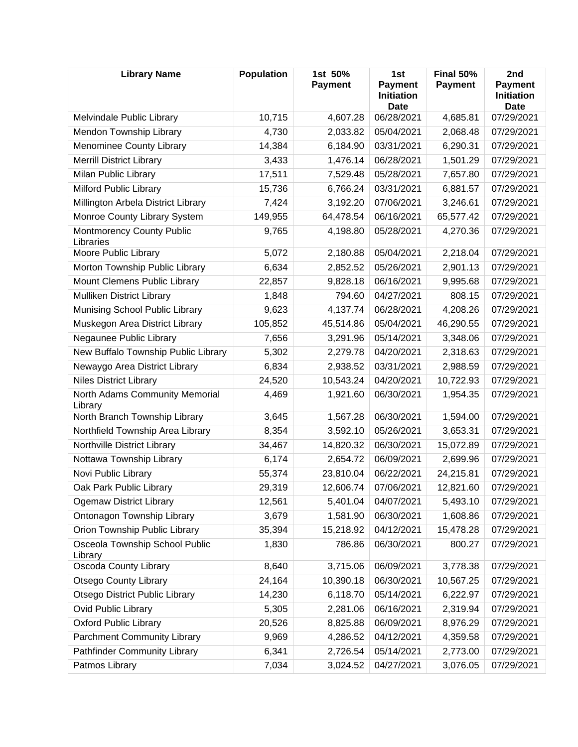| Library Name | Population | 1st 50% Payment | 1st Payment Initiation Date | Final 50% Payment | 2nd Payment Initiation Date |
|---|---|---|---|---|---|
| Melvindale Public Library | 10,715 | 4,607.28 | 06/28/2021 | 4,685.81 | 07/29/2021 |
| Mendon Township Library | 4,730 | 2,033.82 | 05/04/2021 | 2,068.48 | 07/29/2021 |
| Menominee County Library | 14,384 | 6,184.90 | 03/31/2021 | 6,290.31 | 07/29/2021 |
| Merrill District Library | 3,433 | 1,476.14 | 06/28/2021 | 1,501.29 | 07/29/2021 |
| Milan Public Library | 17,511 | 7,529.48 | 05/28/2021 | 7,657.80 | 07/29/2021 |
| Milford Public Library | 15,736 | 6,766.24 | 03/31/2021 | 6,881.57 | 07/29/2021 |
| Millington Arbela District Library | 7,424 | 3,192.20 | 07/06/2021 | 3,246.61 | 07/29/2021 |
| Monroe County Library System | 149,955 | 64,478.54 | 06/16/2021 | 65,577.42 | 07/29/2021 |
| Montmorency County Public Libraries | 9,765 | 4,198.80 | 05/28/2021 | 4,270.36 | 07/29/2021 |
| Moore Public Library | 5,072 | 2,180.88 | 05/04/2021 | 2,218.04 | 07/29/2021 |
| Morton Township Public Library | 6,634 | 2,852.52 | 05/26/2021 | 2,901.13 | 07/29/2021 |
| Mount Clemens Public Library | 22,857 | 9,828.18 | 06/16/2021 | 9,995.68 | 07/29/2021 |
| Mulliken District Library | 1,848 | 794.60 | 04/27/2021 | 808.15 | 07/29/2021 |
| Munising School Public Library | 9,623 | 4,137.74 | 06/28/2021 | 4,208.26 | 07/29/2021 |
| Muskegon Area District Library | 105,852 | 45,514.86 | 05/04/2021 | 46,290.55 | 07/29/2021 |
| Negaunee Public Library | 7,656 | 3,291.96 | 05/14/2021 | 3,348.06 | 07/29/2021 |
| New Buffalo Township Public Library | 5,302 | 2,279.78 | 04/20/2021 | 2,318.63 | 07/29/2021 |
| Newaygo Area District Library | 6,834 | 2,938.52 | 03/31/2021 | 2,988.59 | 07/29/2021 |
| Niles District Library | 24,520 | 10,543.24 | 04/20/2021 | 10,722.93 | 07/29/2021 |
| North Adams Community Memorial Library | 4,469 | 1,921.60 | 06/30/2021 | 1,954.35 | 07/29/2021 |
| North Branch Township Library | 3,645 | 1,567.28 | 06/30/2021 | 1,594.00 | 07/29/2021 |
| Northfield Township Area Library | 8,354 | 3,592.10 | 05/26/2021 | 3,653.31 | 07/29/2021 |
| Northville District Library | 34,467 | 14,820.32 | 06/30/2021 | 15,072.89 | 07/29/2021 |
| Nottawa Township Library | 6,174 | 2,654.72 | 06/09/2021 | 2,699.96 | 07/29/2021 |
| Novi Public Library | 55,374 | 23,810.04 | 06/22/2021 | 24,215.81 | 07/29/2021 |
| Oak Park Public Library | 29,319 | 12,606.74 | 07/06/2021 | 12,821.60 | 07/29/2021 |
| Ogemaw District Library | 12,561 | 5,401.04 | 04/07/2021 | 5,493.10 | 07/29/2021 |
| Ontonagon Township Library | 3,679 | 1,581.90 | 06/30/2021 | 1,608.86 | 07/29/2021 |
| Orion Township Public Library | 35,394 | 15,218.92 | 04/12/2021 | 15,478.28 | 07/29/2021 |
| Osceola Township School Public Library | 1,830 | 786.86 | 06/30/2021 | 800.27 | 07/29/2021 |
| Oscoda County Library | 8,640 | 3,715.06 | 06/09/2021 | 3,778.38 | 07/29/2021 |
| Otsego County Library | 24,164 | 10,390.18 | 06/30/2021 | 10,567.25 | 07/29/2021 |
| Otsego District Public Library | 14,230 | 6,118.70 | 05/14/2021 | 6,222.97 | 07/29/2021 |
| Ovid Public Library | 5,305 | 2,281.06 | 06/16/2021 | 2,319.94 | 07/29/2021 |
| Oxford Public Library | 20,526 | 8,825.88 | 06/09/2021 | 8,976.29 | 07/29/2021 |
| Parchment Community Library | 9,969 | 4,286.52 | 04/12/2021 | 4,359.58 | 07/29/2021 |
| Pathfinder Community Library | 6,341 | 2,726.54 | 05/14/2021 | 2,773.00 | 07/29/2021 |
| Patmos Library | 7,034 | 3,024.52 | 04/27/2021 | 3,076.05 | 07/29/2021 |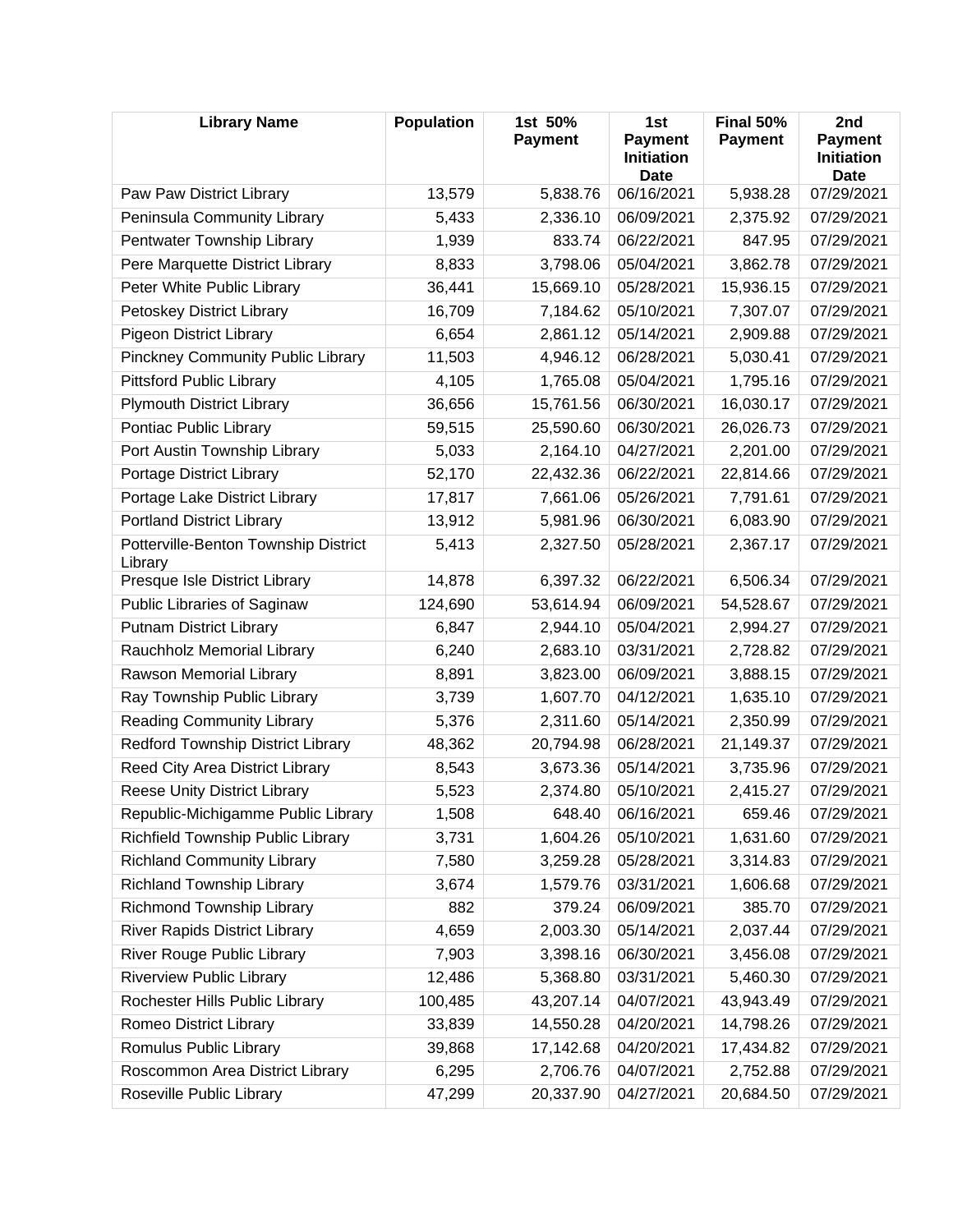| Library Name | Population | 1st 50% Payment | 1st Payment Initiation Date | Final 50% Payment | 2nd Payment Initiation Date |
|---|---|---|---|---|---|
| Paw Paw District Library | 13,579 | 5,838.76 | 06/16/2021 | 5,938.28 | 07/29/2021 |
| Peninsula Community Library | 5,433 | 2,336.10 | 06/09/2021 | 2,375.92 | 07/29/2021 |
| Pentwater Township Library | 1,939 | 833.74 | 06/22/2021 | 847.95 | 07/29/2021 |
| Pere Marquette District Library | 8,833 | 3,798.06 | 05/04/2021 | 3,862.78 | 07/29/2021 |
| Peter White Public Library | 36,441 | 15,669.10 | 05/28/2021 | 15,936.15 | 07/29/2021 |
| Petoskey District Library | 16,709 | 7,184.62 | 05/10/2021 | 7,307.07 | 07/29/2021 |
| Pigeon District Library | 6,654 | 2,861.12 | 05/14/2021 | 2,909.88 | 07/29/2021 |
| Pinckney Community Public Library | 11,503 | 4,946.12 | 06/28/2021 | 5,030.41 | 07/29/2021 |
| Pittsford Public Library | 4,105 | 1,765.08 | 05/04/2021 | 1,795.16 | 07/29/2021 |
| Plymouth District Library | 36,656 | 15,761.56 | 06/30/2021 | 16,030.17 | 07/29/2021 |
| Pontiac Public Library | 59,515 | 25,590.60 | 06/30/2021 | 26,026.73 | 07/29/2021 |
| Port Austin Township Library | 5,033 | 2,164.10 | 04/27/2021 | 2,201.00 | 07/29/2021 |
| Portage District Library | 52,170 | 22,432.36 | 06/22/2021 | 22,814.66 | 07/29/2021 |
| Portage Lake District Library | 17,817 | 7,661.06 | 05/26/2021 | 7,791.61 | 07/29/2021 |
| Portland District Library | 13,912 | 5,981.96 | 06/30/2021 | 6,083.90 | 07/29/2021 |
| Potterville-Benton Township District Library | 5,413 | 2,327.50 | 05/28/2021 | 2,367.17 | 07/29/2021 |
| Presque Isle District Library | 14,878 | 6,397.32 | 06/22/2021 | 6,506.34 | 07/29/2021 |
| Public Libraries of Saginaw | 124,690 | 53,614.94 | 06/09/2021 | 54,528.67 | 07/29/2021 |
| Putnam District Library | 6,847 | 2,944.10 | 05/04/2021 | 2,994.27 | 07/29/2021 |
| Rauchholz Memorial Library | 6,240 | 2,683.10 | 03/31/2021 | 2,728.82 | 07/29/2021 |
| Rawson Memorial Library | 8,891 | 3,823.00 | 06/09/2021 | 3,888.15 | 07/29/2021 |
| Ray Township Public Library | 3,739 | 1,607.70 | 04/12/2021 | 1,635.10 | 07/29/2021 |
| Reading Community Library | 5,376 | 2,311.60 | 05/14/2021 | 2,350.99 | 07/29/2021 |
| Redford Township District Library | 48,362 | 20,794.98 | 06/28/2021 | 21,149.37 | 07/29/2021 |
| Reed City Area District Library | 8,543 | 3,673.36 | 05/14/2021 | 3,735.96 | 07/29/2021 |
| Reese Unity District Library | 5,523 | 2,374.80 | 05/10/2021 | 2,415.27 | 07/29/2021 |
| Republic-Michigamme Public Library | 1,508 | 648.40 | 06/16/2021 | 659.46 | 07/29/2021 |
| Richfield Township Public Library | 3,731 | 1,604.26 | 05/10/2021 | 1,631.60 | 07/29/2021 |
| Richland Community Library | 7,580 | 3,259.28 | 05/28/2021 | 3,314.83 | 07/29/2021 |
| Richland Township Library | 3,674 | 1,579.76 | 03/31/2021 | 1,606.68 | 07/29/2021 |
| Richmond Township Library | 882 | 379.24 | 06/09/2021 | 385.70 | 07/29/2021 |
| River Rapids District Library | 4,659 | 2,003.30 | 05/14/2021 | 2,037.44 | 07/29/2021 |
| River Rouge Public Library | 7,903 | 3,398.16 | 06/30/2021 | 3,456.08 | 07/29/2021 |
| Riverview Public Library | 12,486 | 5,368.80 | 03/31/2021 | 5,460.30 | 07/29/2021 |
| Rochester Hills Public Library | 100,485 | 43,207.14 | 04/07/2021 | 43,943.49 | 07/29/2021 |
| Romeo District Library | 33,839 | 14,550.28 | 04/20/2021 | 14,798.26 | 07/29/2021 |
| Romulus Public Library | 39,868 | 17,142.68 | 04/20/2021 | 17,434.82 | 07/29/2021 |
| Roscommon Area District Library | 6,295 | 2,706.76 | 04/07/2021 | 2,752.88 | 07/29/2021 |
| Roseville Public Library | 47,299 | 20,337.90 | 04/27/2021 | 20,684.50 | 07/29/2021 |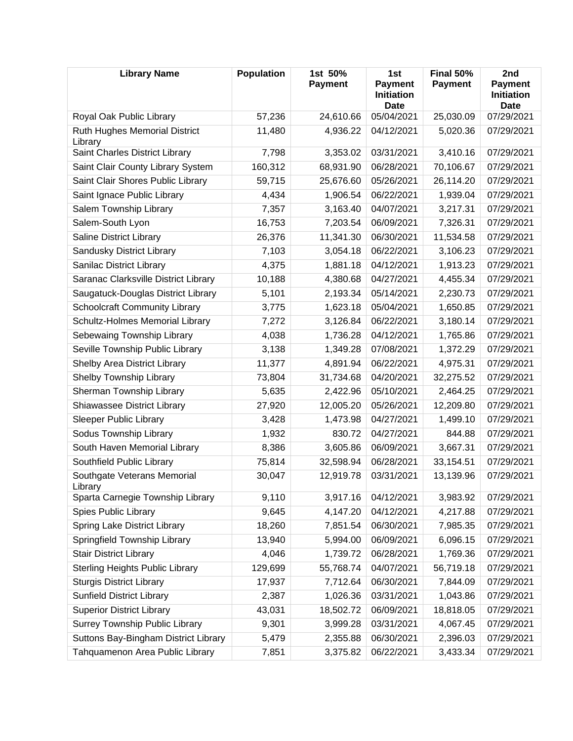| Library Name | Population | 1st 50% Payment | 1st Payment Initiation Date | Final 50% Payment | 2nd Payment Initiation Date |
|---|---|---|---|---|---|
| Royal Oak Public Library | 57,236 | 24,610.66 | 05/04/2021 | 25,030.09 | 07/29/2021 |
| Ruth Hughes Memorial District Library | 11,480 | 4,936.22 | 04/12/2021 | 5,020.36 | 07/29/2021 |
| Saint Charles District Library | 7,798 | 3,353.02 | 03/31/2021 | 3,410.16 | 07/29/2021 |
| Saint Clair County Library System | 160,312 | 68,931.90 | 06/28/2021 | 70,106.67 | 07/29/2021 |
| Saint Clair Shores Public Library | 59,715 | 25,676.60 | 05/26/2021 | 26,114.20 | 07/29/2021 |
| Saint Ignace Public Library | 4,434 | 1,906.54 | 06/22/2021 | 1,939.04 | 07/29/2021 |
| Salem Township Library | 7,357 | 3,163.40 | 04/07/2021 | 3,217.31 | 07/29/2021 |
| Salem-South Lyon | 16,753 | 7,203.54 | 06/09/2021 | 7,326.31 | 07/29/2021 |
| Saline District Library | 26,376 | 11,341.30 | 06/30/2021 | 11,534.58 | 07/29/2021 |
| Sandusky District Library | 7,103 | 3,054.18 | 06/22/2021 | 3,106.23 | 07/29/2021 |
| Sanilac District Library | 4,375 | 1,881.18 | 04/12/2021 | 1,913.23 | 07/29/2021 |
| Saranac Clarksville District Library | 10,188 | 4,380.68 | 04/27/2021 | 4,455.34 | 07/29/2021 |
| Saugatuck-Douglas District Library | 5,101 | 2,193.34 | 05/14/2021 | 2,230.73 | 07/29/2021 |
| Schoolcraft Community Library | 3,775 | 1,623.18 | 05/04/2021 | 1,650.85 | 07/29/2021 |
| Schultz-Holmes Memorial Library | 7,272 | 3,126.84 | 06/22/2021 | 3,180.14 | 07/29/2021 |
| Sebewaing Township Library | 4,038 | 1,736.28 | 04/12/2021 | 1,765.86 | 07/29/2021 |
| Seville Township Public Library | 3,138 | 1,349.28 | 07/08/2021 | 1,372.29 | 07/29/2021 |
| Shelby Area District Library | 11,377 | 4,891.94 | 06/22/2021 | 4,975.31 | 07/29/2021 |
| Shelby Township Library | 73,804 | 31,734.68 | 04/20/2021 | 32,275.52 | 07/29/2021 |
| Sherman Township Library | 5,635 | 2,422.96 | 05/10/2021 | 2,464.25 | 07/29/2021 |
| Shiawassee District Library | 27,920 | 12,005.20 | 05/26/2021 | 12,209.80 | 07/29/2021 |
| Sleeper Public Library | 3,428 | 1,473.98 | 04/27/2021 | 1,499.10 | 07/29/2021 |
| Sodus Township Library | 1,932 | 830.72 | 04/27/2021 | 844.88 | 07/29/2021 |
| South Haven Memorial Library | 8,386 | 3,605.86 | 06/09/2021 | 3,667.31 | 07/29/2021 |
| Southfield Public Library | 75,814 | 32,598.94 | 06/28/2021 | 33,154.51 | 07/29/2021 |
| Southgate Veterans Memorial Library | 30,047 | 12,919.78 | 03/31/2021 | 13,139.96 | 07/29/2021 |
| Sparta Carnegie Township Library | 9,110 | 3,917.16 | 04/12/2021 | 3,983.92 | 07/29/2021 |
| Spies Public Library | 9,645 | 4,147.20 | 04/12/2021 | 4,217.88 | 07/29/2021 |
| Spring Lake District Library | 18,260 | 7,851.54 | 06/30/2021 | 7,985.35 | 07/29/2021 |
| Springfield Township Library | 13,940 | 5,994.00 | 06/09/2021 | 6,096.15 | 07/29/2021 |
| Stair District Library | 4,046 | 1,739.72 | 06/28/2021 | 1,769.36 | 07/29/2021 |
| Sterling Heights Public Library | 129,699 | 55,768.74 | 04/07/2021 | 56,719.18 | 07/29/2021 |
| Sturgis District Library | 17,937 | 7,712.64 | 06/30/2021 | 7,844.09 | 07/29/2021 |
| Sunfield District Library | 2,387 | 1,026.36 | 03/31/2021 | 1,043.86 | 07/29/2021 |
| Superior District Library | 43,031 | 18,502.72 | 06/09/2021 | 18,818.05 | 07/29/2021 |
| Surrey Township Public Library | 9,301 | 3,999.28 | 03/31/2021 | 4,067.45 | 07/29/2021 |
| Suttons Bay-Bingham District Library | 5,479 | 2,355.88 | 06/30/2021 | 2,396.03 | 07/29/2021 |
| Tahquamenon Area Public Library | 7,851 | 3,375.82 | 06/22/2021 | 3,433.34 | 07/29/2021 |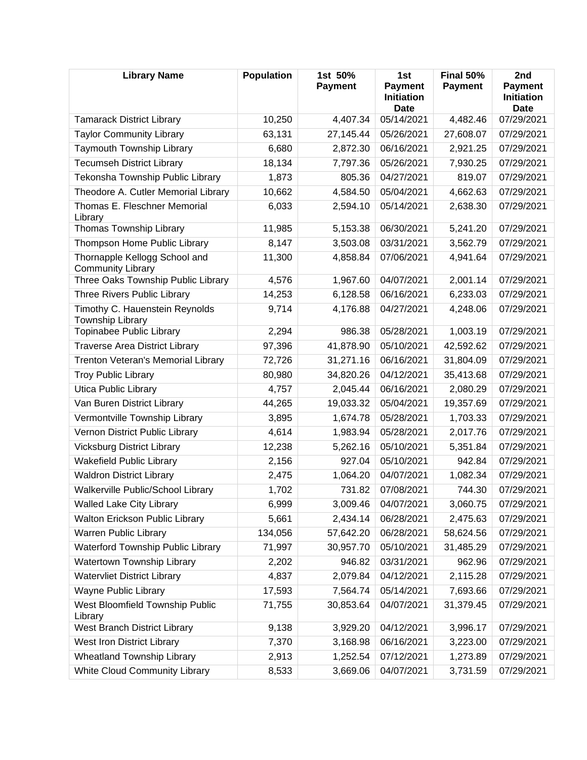| Library Name | Population | 1st 50% Payment | 1st Payment Initiation Date | Final 50% Payment | 2nd Payment Initiation Date |
|---|---|---|---|---|---|
| Tamarack District Library | 10,250 | 4,407.34 | 05/14/2021 | 4,482.46 | 07/29/2021 |
| Taylor Community Library | 63,131 | 27,145.44 | 05/26/2021 | 27,608.07 | 07/29/2021 |
| Taymouth Township Library | 6,680 | 2,872.30 | 06/16/2021 | 2,921.25 | 07/29/2021 |
| Tecumseh District Library | 18,134 | 7,797.36 | 05/26/2021 | 7,930.25 | 07/29/2021 |
| Tekonsha Township Public Library | 1,873 | 805.36 | 04/27/2021 | 819.07 | 07/29/2021 |
| Theodore A. Cutler Memorial Library | 10,662 | 4,584.50 | 05/04/2021 | 4,662.63 | 07/29/2021 |
| Thomas E. Fleschner Memorial Library | 6,033 | 2,594.10 | 05/14/2021 | 2,638.30 | 07/29/2021 |
| Thomas Township Library | 11,985 | 5,153.38 | 06/30/2021 | 5,241.20 | 07/29/2021 |
| Thompson Home Public Library | 8,147 | 3,503.08 | 03/31/2021 | 3,562.79 | 07/29/2021 |
| Thornapple Kellogg School and Community Library | 11,300 | 4,858.84 | 07/06/2021 | 4,941.64 | 07/29/2021 |
| Three Oaks Township Public Library | 4,576 | 1,967.60 | 04/07/2021 | 2,001.14 | 07/29/2021 |
| Three Rivers Public Library | 14,253 | 6,128.58 | 06/16/2021 | 6,233.03 | 07/29/2021 |
| Timothy C. Hauenstein Reynolds Township Library | 9,714 | 4,176.88 | 04/27/2021 | 4,248.06 | 07/29/2021 |
| Topinabee Public Library | 2,294 | 986.38 | 05/28/2021 | 1,003.19 | 07/29/2021 |
| Traverse Area District Library | 97,396 | 41,878.90 | 05/10/2021 | 42,592.62 | 07/29/2021 |
| Trenton Veteran's Memorial Library | 72,726 | 31,271.16 | 06/16/2021 | 31,804.09 | 07/29/2021 |
| Troy Public Library | 80,980 | 34,820.26 | 04/12/2021 | 35,413.68 | 07/29/2021 |
| Utica Public Library | 4,757 | 2,045.44 | 06/16/2021 | 2,080.29 | 07/29/2021 |
| Van Buren District Library | 44,265 | 19,033.32 | 05/04/2021 | 19,357.69 | 07/29/2021 |
| Vermontville Township Library | 3,895 | 1,674.78 | 05/28/2021 | 1,703.33 | 07/29/2021 |
| Vernon District Public Library | 4,614 | 1,983.94 | 05/28/2021 | 2,017.76 | 07/29/2021 |
| Vicksburg District Library | 12,238 | 5,262.16 | 05/10/2021 | 5,351.84 | 07/29/2021 |
| Wakefield Public Library | 2,156 | 927.04 | 05/10/2021 | 942.84 | 07/29/2021 |
| Waldron District Library | 2,475 | 1,064.20 | 04/07/2021 | 1,082.34 | 07/29/2021 |
| Walkerville Public/School Library | 1,702 | 731.82 | 07/08/2021 | 744.30 | 07/29/2021 |
| Walled Lake City Library | 6,999 | 3,009.46 | 04/07/2021 | 3,060.75 | 07/29/2021 |
| Walton Erickson Public Library | 5,661 | 2,434.14 | 06/28/2021 | 2,475.63 | 07/29/2021 |
| Warren Public Library | 134,056 | 57,642.20 | 06/28/2021 | 58,624.56 | 07/29/2021 |
| Waterford Township Public Library | 71,997 | 30,957.70 | 05/10/2021 | 31,485.29 | 07/29/2021 |
| Watertown Township Library | 2,202 | 946.82 | 03/31/2021 | 962.96 | 07/29/2021 |
| Watervliet District Library | 4,837 | 2,079.84 | 04/12/2021 | 2,115.28 | 07/29/2021 |
| Wayne Public Library | 17,593 | 7,564.74 | 05/14/2021 | 7,693.66 | 07/29/2021 |
| West Bloomfield Township Public Library | 71,755 | 30,853.64 | 04/07/2021 | 31,379.45 | 07/29/2021 |
| West Branch District Library | 9,138 | 3,929.20 | 04/12/2021 | 3,996.17 | 07/29/2021 |
| West Iron District Library | 7,370 | 3,168.98 | 06/16/2021 | 3,223.00 | 07/29/2021 |
| Wheatland Township Library | 2,913 | 1,252.54 | 07/12/2021 | 1,273.89 | 07/29/2021 |
| White Cloud Community Library | 8,533 | 3,669.06 | 04/07/2021 | 3,731.59 | 07/29/2021 |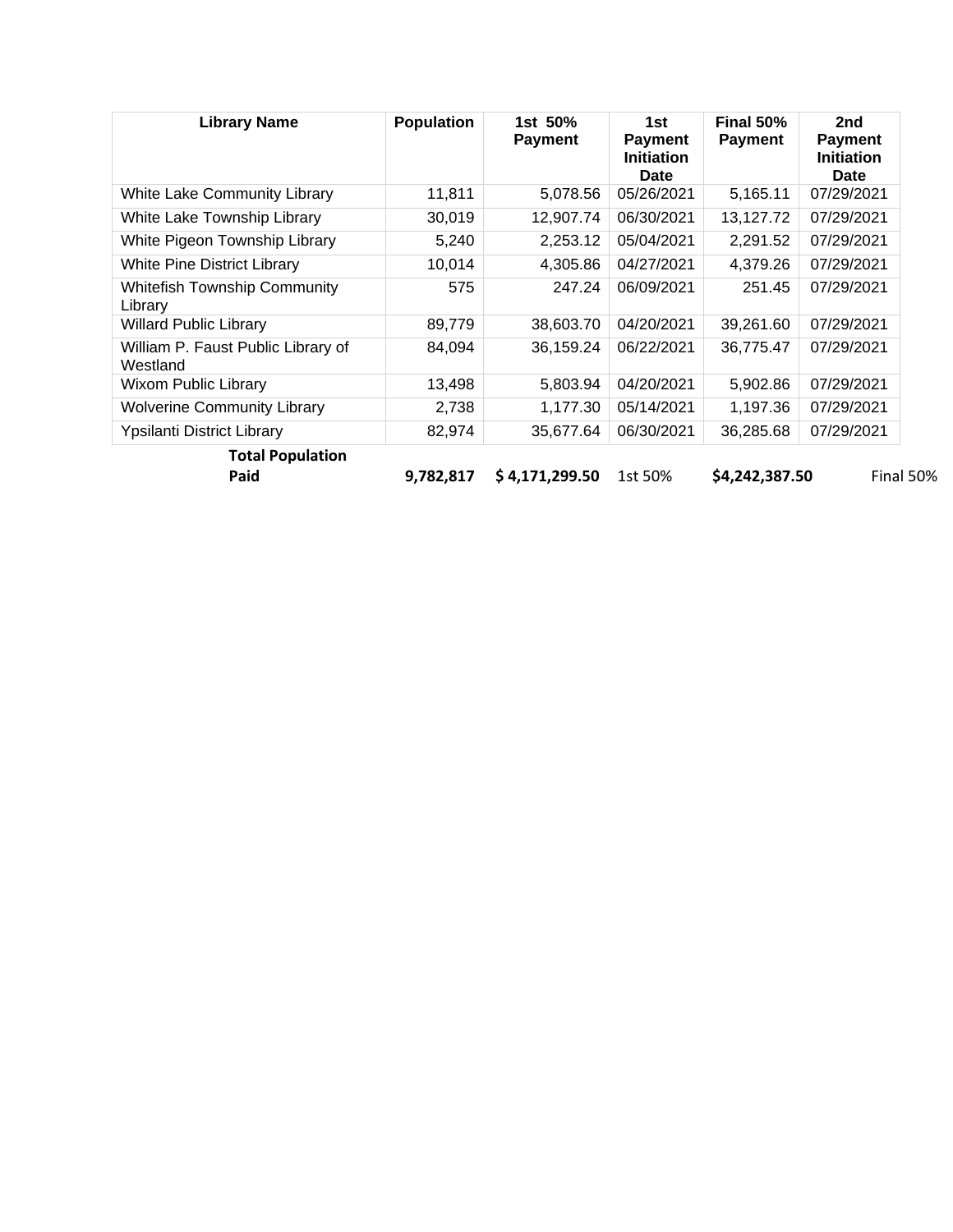| Library Name | Population | 1st 50% Payment | 1st Payment Initiation Date | Final 50% Payment | 2nd Payment Initiation Date |
|---|---|---|---|---|---|
| White Lake Community Library | 11,811 | 5,078.56 | 05/26/2021 | 5,165.11 | 07/29/2021 |
| White Lake Township Library | 30,019 | 12,907.74 | 06/30/2021 | 13,127.72 | 07/29/2021 |
| White Pigeon Township Library | 5,240 | 2,253.12 | 05/04/2021 | 2,291.52 | 07/29/2021 |
| White Pine District Library | 10,014 | 4,305.86 | 04/27/2021 | 4,379.26 | 07/29/2021 |
| Whitefish Township Community Library | 575 | 247.24 | 06/09/2021 | 251.45 | 07/29/2021 |
| Willard Public Library | 89,779 | 38,603.70 | 04/20/2021 | 39,261.60 | 07/29/2021 |
| William P. Faust Public Library of Westland | 84,094 | 36,159.24 | 06/22/2021 | 36,775.47 | 07/29/2021 |
| Wixom Public Library | 13,498 | 5,803.94 | 04/20/2021 | 5,902.86 | 07/29/2021 |
| Wolverine Community Library | 2,738 | 1,177.30 | 05/14/2021 | 1,197.36 | 07/29/2021 |
| Ypsilanti District Library | 82,974 | 35,677.64 | 06/30/2021 | 36,285.68 | 07/29/2021 |
| **Total Population Paid** | **9,782,817** | **$ 4,171,299.50** | 1st 50% | **$4,242,387.50** | Final 50% |